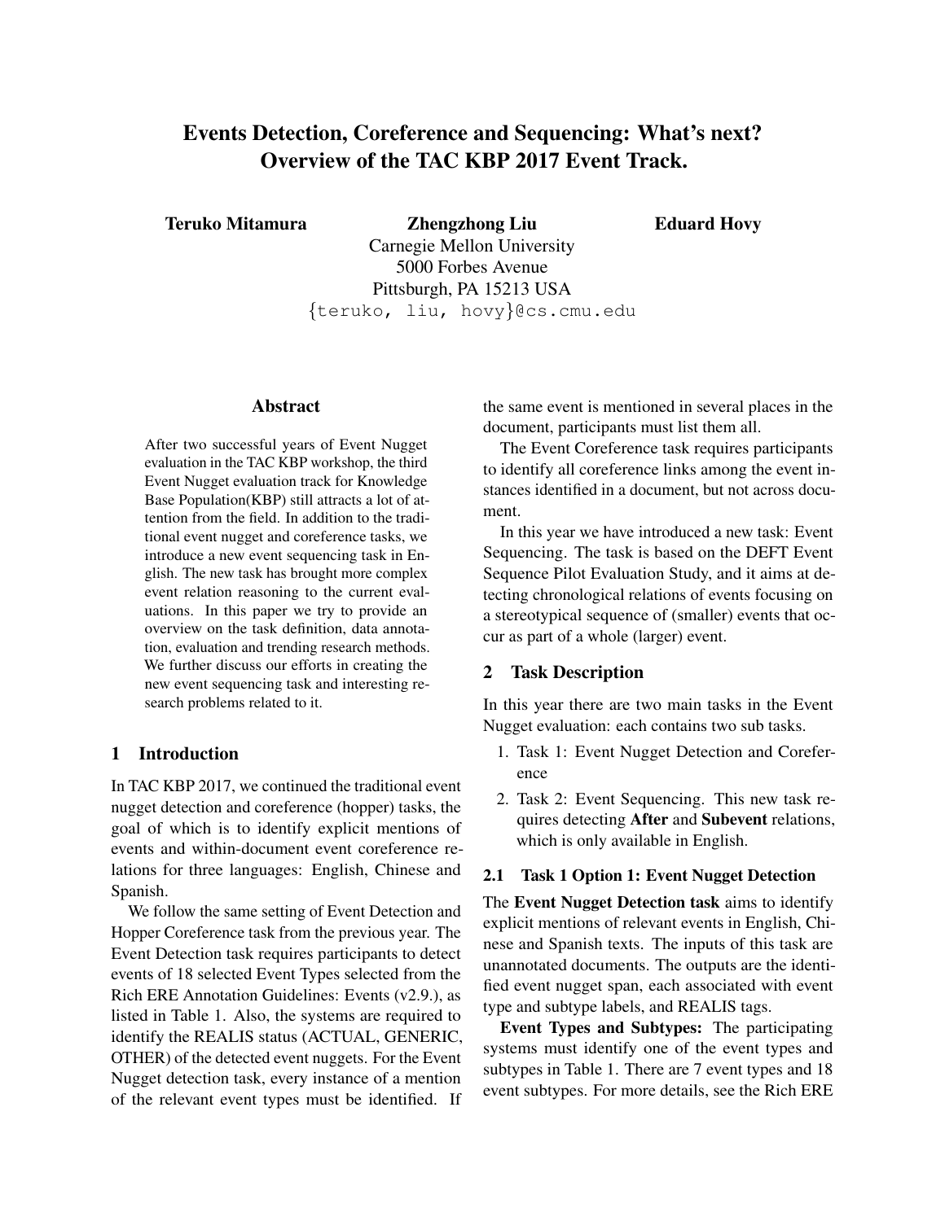# Events Detection, Coreference and Sequencing: What's next? Overview of the TAC KBP 2017 Event Track.

**Teruko Mitamura** **Zhengzhong Liu** **Eduard Hovy**

Carnegie Mellon University
5000 Forbes Avenue
Pittsburgh, PA 15213 USA
{teruko, liu, hovy}@cs.cmu.edu

## Abstract

After two successful years of Event Nugget evaluation in the TAC KBP workshop, the third Event Nugget evaluation track for Knowledge Base Population(KBP) still attracts a lot of attention from the field. In addition to the traditional event nugget and coreference tasks, we introduce a new event sequencing task in English. The new task has brought more complex event relation reasoning to the current evaluations. In this paper we try to provide an overview on the task definition, data annotation, evaluation and trending research methods. We further discuss our efforts in creating the new event sequencing task and interesting research problems related to it.

## 1 Introduction

In TAC KBP 2017, we continued the traditional event nugget detection and coreference (hopper) tasks, the goal of which is to identify explicit mentions of events and within-document event coreference relations for three languages: English, Chinese and Spanish.

We follow the same setting of Event Detection and Hopper Coreference task from the previous year. The Event Detection task requires participants to detect events of 18 selected Event Types selected from the Rich ERE Annotation Guidelines: Events (v2.9.), as listed in Table 1. Also, the systems are required to identify the REALIS status (ACTUAL, GENERIC, OTHER) of the detected event nuggets. For the Event Nugget detection task, every instance of a mention of the relevant event types must be identified. If the same event is mentioned in several places in the document, participants must list them all.

The Event Coreference task requires participants to identify all coreference links among the event instances identified in a document, but not across document.

In this year we have introduced a new task: Event Sequencing. The task is based on the DEFT Event Sequence Pilot Evaluation Study, and it aims at detecting chronological relations of events focusing on a stereotypical sequence of (smaller) events that occur as part of a whole (larger) event.

## 2 Task Description

In this year there are two main tasks in the Event Nugget evaluation: each contains two sub tasks.

1. Task 1: Event Nugget Detection and Coreference
2. Task 2: Event Sequencing. This new task requires detecting **After** and **Subevent** relations, which is only available in English.

### 2.1 Task 1 Option 1: Event Nugget Detection

The **Event Nugget Detection task** aims to identify explicit mentions of relevant events in English, Chinese and Spanish texts. The inputs of this task are unannotated documents. The outputs are the identified event nugget span, each associated with event type and subtype labels, and REALIS tags.

**Event Types and Subtypes:** The participating systems must identify one of the event types and subtypes in Table 1. There are 7 event types and 18 event subtypes. For more details, see the Rich ERE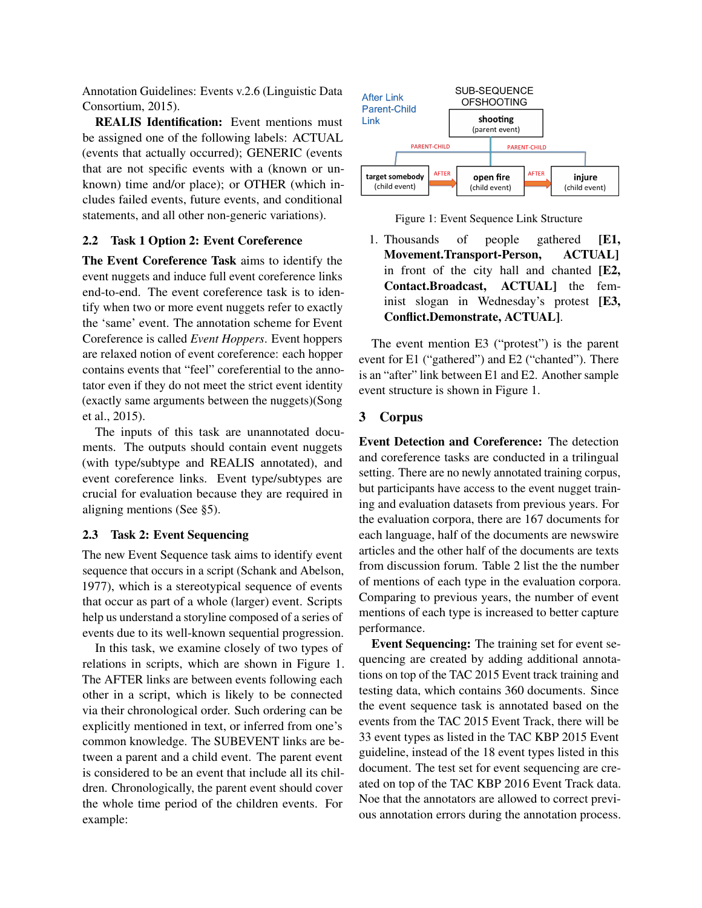Annotation Guidelines: Events v.2.6 (Linguistic Data Consortium, 2015).

**REALIS Identification:** Event mentions must be assigned one of the following labels: ACTUAL (events that actually occurred); GENERIC (events that are not specific events with a (known or unknown) time and/or place); or OTHER (which includes failed events, future events, and conditional statements, and all other non-generic variations).

## 2.2 Task 1 Option 2: Event Coreference

**The Event Coreference Task** aims to identify the event nuggets and induce full event coreference links end-to-end. The event coreference task is to identify when two or more event nuggets refer to exactly the 'same' event. The annotation scheme for Event Coreference is called *Event Hoppers*. Event hoppers are relaxed notion of event coreference: each hopper contains events that "feel" coreferential to the annotator even if they do not meet the strict event identity (exactly same arguments between the nuggets)(Song et al., 2015).

The inputs of this task are unannotated documents. The outputs should contain event nuggets (with type/subtype and REALIS annotated), and event coreference links. Event type/subtypes are crucial for evaluation because they are required in aligning mentions (See §5).

## 2.3 Task 2: Event Sequencing

The new Event Sequence task aims to identify event sequence that occurs in a script (Schank and Abelson, 1977), which is a stereotypical sequence of events that occur as part of a whole (larger) event. Scripts help us understand a storyline composed of a series of events due to its well-known sequential progression.

In this task, we examine closely of two types of relations in scripts, which are shown in Figure 1. The AFTER links are between events following each other in a script, which is likely to be connected via their chronological order. Such ordering can be explicitly mentioned in text, or inferred from one's common knowledge. The SUBEVENT links are between a parent and a child event. The parent event is considered to be an event that include all its children. Chronologically, the parent event should cover the whole time period of the children events. For example:

After Link
Parent-Child
Link

SUB-SEQUENCE OFSHOOTING

shooting (parent event)

PARENT-CHILD — PARENT-CHILD

target somebody (child event) —AFTER→ open fire (child event) —AFTER→ injure (child event)

Figure 1: Event Sequence Link Structure

1. Thousands of people gathered **[E1, Movement.Transport-Person, ACTUAL]** in front of the city hall and chanted **[E2, Contact.Broadcast, ACTUAL]** the feminist slogan in Wednesday's protest **[E3, Conflict.Demonstrate, ACTUAL]**.

The event mention E3 ("protest") is the parent event for E1 ("gathered") and E2 ("chanted"). There is an "after" link between E1 and E2. Another sample event structure is shown in Figure 1.

# 3 Corpus

**Event Detection and Coreference:** The detection and coreference tasks are conducted in a trilingual setting. There are no newly annotated training corpus, but participants have access to the event nugget training and evaluation datasets from previous years. For the evaluation corpora, there are 167 documents for each language, half of the documents are newswire articles and the other half of the documents are texts from discussion forum. Table 2 list the the number of mentions of each type in the evaluation corpora. Comparing to previous years, the number of event mentions of each type is increased to better capture performance.

**Event Sequencing:** The training set for event sequencing are created by adding additional annotations on top of the TAC 2015 Event track training and testing data, which contains 360 documents. Since the event sequence task is annotated based on the events from the TAC 2015 Event Track, there will be 33 event types as listed in the TAC KBP 2015 Event guideline, instead of the 18 event types listed in this document. The test set for event sequencing are created on top of the TAC KBP 2016 Event Track data. Noe that the annotators are allowed to correct previous annotation errors during the annotation process.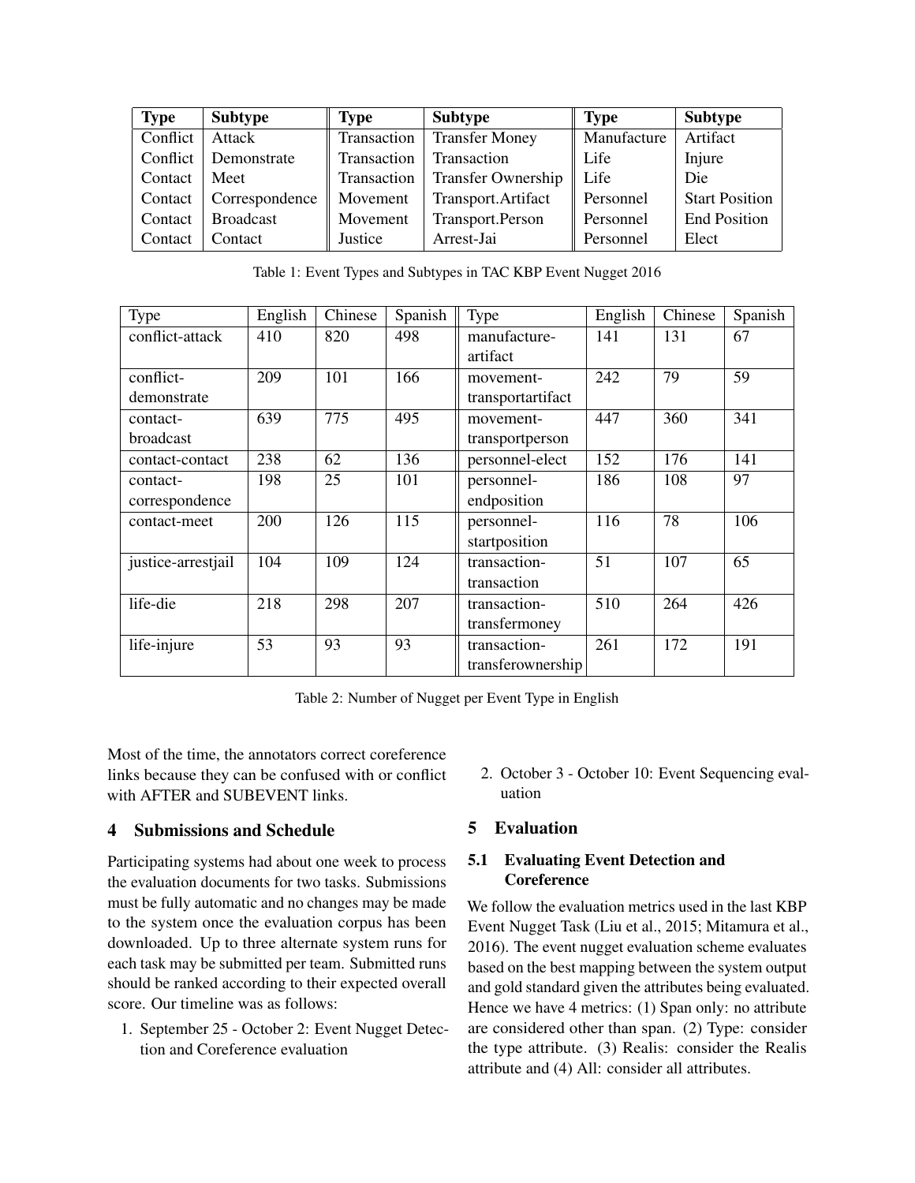| Type | Subtype | Type | Subtype | Type | Subtype |
|---|---|---|---|---|---|
| Conflict | Attack | Transaction | Transfer Money | Manufacture | Artifact |
| Conflict | Demonstrate | Transaction | Transaction | Life | Injure |
| Contact | Meet | Transaction | Transfer Ownership | Life | Die |
| Contact | Correspondence | Movement | Transport.Artifact | Personnel | Start Position |
| Contact | Broadcast | Movement | Transport.Person | Personnel | End Position |
| Contact | Contact | Justice | Arrest-Jai | Personnel | Elect |

Table 1: Event Types and Subtypes in TAC KBP Event Nugget 2016

| Type | English | Chinese | Spanish | Type | English | Chinese | Spanish |
|---|---|---|---|---|---|---|---|
| conflict-attack | 410 | 820 | 498 | manufacture-artifact | 141 | 131 | 67 |
| conflict-demonstrate | 209 | 101 | 166 | movement-transportartifact | 242 | 79 | 59 |
| contact-broadcast | 639 | 775 | 495 | movement-transportperson | 447 | 360 | 341 |
| contact-contact | 238 | 62 | 136 | personnel-elect | 152 | 176 | 141 |
| contact-correspondence | 198 | 25 | 101 | personnel-endposition | 186 | 108 | 97 |
| contact-meet | 200 | 126 | 115 | personnel-startposition | 116 | 78 | 106 |
| justice-arrestjail | 104 | 109 | 124 | transaction-transaction | 51 | 107 | 65 |
| life-die | 218 | 298 | 207 | transaction-transfermoney | 510 | 264 | 426 |
| life-injure | 53 | 93 | 93 | transaction-transferownership | 261 | 172 | 191 |

Table 2: Number of Nugget per Event Type in English

Most of the time, the annotators correct coreference links because they can be confused with or conflict with AFTER and SUBEVENT links.

## 4 Submissions and Schedule

Participating systems had about one week to process the evaluation documents for two tasks. Submissions must be fully automatic and no changes may be made to the system once the evaluation corpus has been downloaded. Up to three alternate system runs for each task may be submitted per team. Submitted runs should be ranked according to their expected overall score. Our timeline was as follows:

1. September 25 - October 2: Event Nugget Detection and Coreference evaluation
2. October 3 - October 10: Event Sequencing evaluation

## 5 Evaluation

### 5.1 Evaluating Event Detection and Coreference

We follow the evaluation metrics used in the last KBP Event Nugget Task (Liu et al., 2015; Mitamura et al., 2016). The event nugget evaluation scheme evaluates based on the best mapping between the system output and gold standard given the attributes being evaluated. Hence we have 4 metrics: (1) Span only: no attribute are considered other than span. (2) Type: consider the type attribute. (3) Realis: consider the Realis attribute and (4) All: consider all attributes.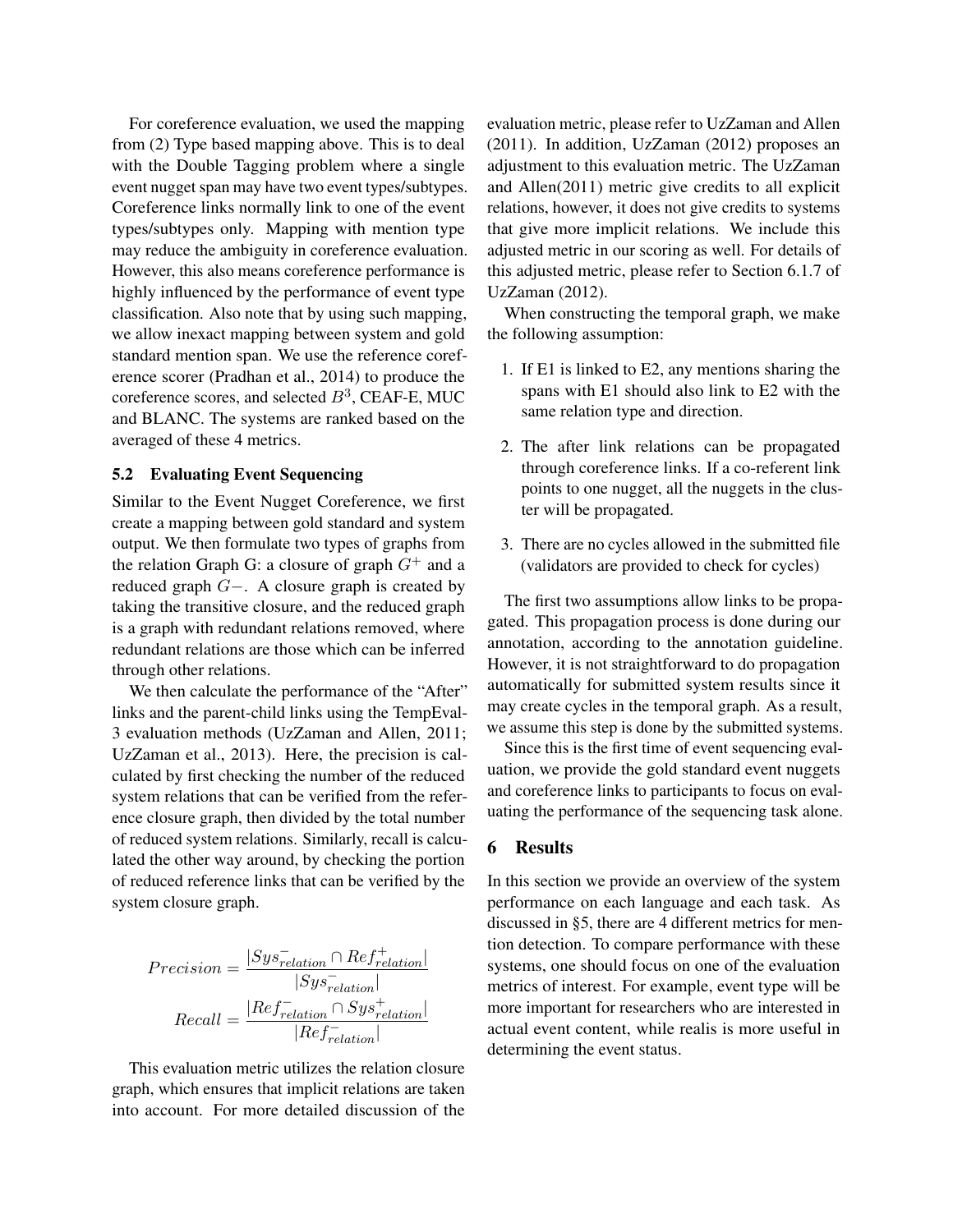For coreference evaluation, we used the mapping from (2) Type based mapping above. This is to deal with the Double Tagging problem where a single event nugget span may have two event types/subtypes. Coreference links normally link to one of the event types/subtypes only. Mapping with mention type may reduce the ambiguity in coreference evaluation. However, this also means coreference performance is highly influenced by the performance of event type classification. Also note that by using such mapping, we allow inexact mapping between system and gold standard mention span. We use the reference coreference scorer (Pradhan et al., 2014) to produce the coreference scores, and selected $B^3$, CEAF-E, MUC and BLANC. The systems are ranked based on the averaged of these 4 metrics.

### 5.2 Evaluating Event Sequencing

Similar to the Event Nugget Coreference, we first create a mapping between gold standard and system output. We then formulate two types of graphs from the relation Graph G: a closure of graph $G^+$ and a reduced graph $G-$. A closure graph is created by taking the transitive closure, and the reduced graph is a graph with redundant relations removed, where redundant relations are those which can be inferred through other relations.

We then calculate the performance of the "After" links and the parent-child links using the TempEval-3 evaluation methods (UzZaman and Allen, 2011; UzZaman et al., 2013). Here, the precision is calculated by first checking the number of the reduced system relations that can be verified from the reference closure graph, then divided by the total number of reduced system relations. Similarly, recall is calculated the other way around, by checking the portion of reduced reference links that can be verified by the system closure graph.

$$Precision = \frac{|Sys^{-}_{relation} \cap Ref^{+}_{relation}|}{|Sys^{-}_{relation}|}$$

$$Recall = \frac{|Ref^{-}_{relation} \cap Sys^{+}_{relation}|}{|Ref^{-}_{relation}|}$$

This evaluation metric utilizes the relation closure graph, which ensures that implicit relations are taken into account. For more detailed discussion of the evaluation metric, please refer to UzZaman and Allen (2011). In addition, UzZaman (2012) proposes an adjustment to this evaluation metric. The UzZaman and Allen(2011) metric give credits to all explicit relations, however, it does not give credits to systems that give more implicit relations. We include this adjusted metric in our scoring as well. For details of this adjusted metric, please refer to Section 6.1.7 of UzZaman (2012).

When constructing the temporal graph, we make the following assumption:

1. If E1 is linked to E2, any mentions sharing the spans with E1 should also link to E2 with the same relation type and direction.
2. The after link relations can be propagated through coreference links. If a co-referent link points to one nugget, all the nuggets in the cluster will be propagated.
3. There are no cycles allowed in the submitted file (validators are provided to check for cycles)

The first two assumptions allow links to be propagated. This propagation process is done during our annotation, according to the annotation guideline. However, it is not straightforward to do propagation automatically for submitted system results since it may create cycles in the temporal graph. As a result, we assume this step is done by the submitted systems.

Since this is the first time of event sequencing evaluation, we provide the gold standard event nuggets and coreference links to participants to focus on evaluating the performance of the sequencing task alone.

## 6 Results

In this section we provide an overview of the system performance on each language and each task. As discussed in §5, there are 4 different metrics for mention detection. To compare performance with these systems, one should focus on one of the evaluation metrics of interest. For example, event type will be more important for researchers who are interested in actual event content, while realis is more useful in determining the event status.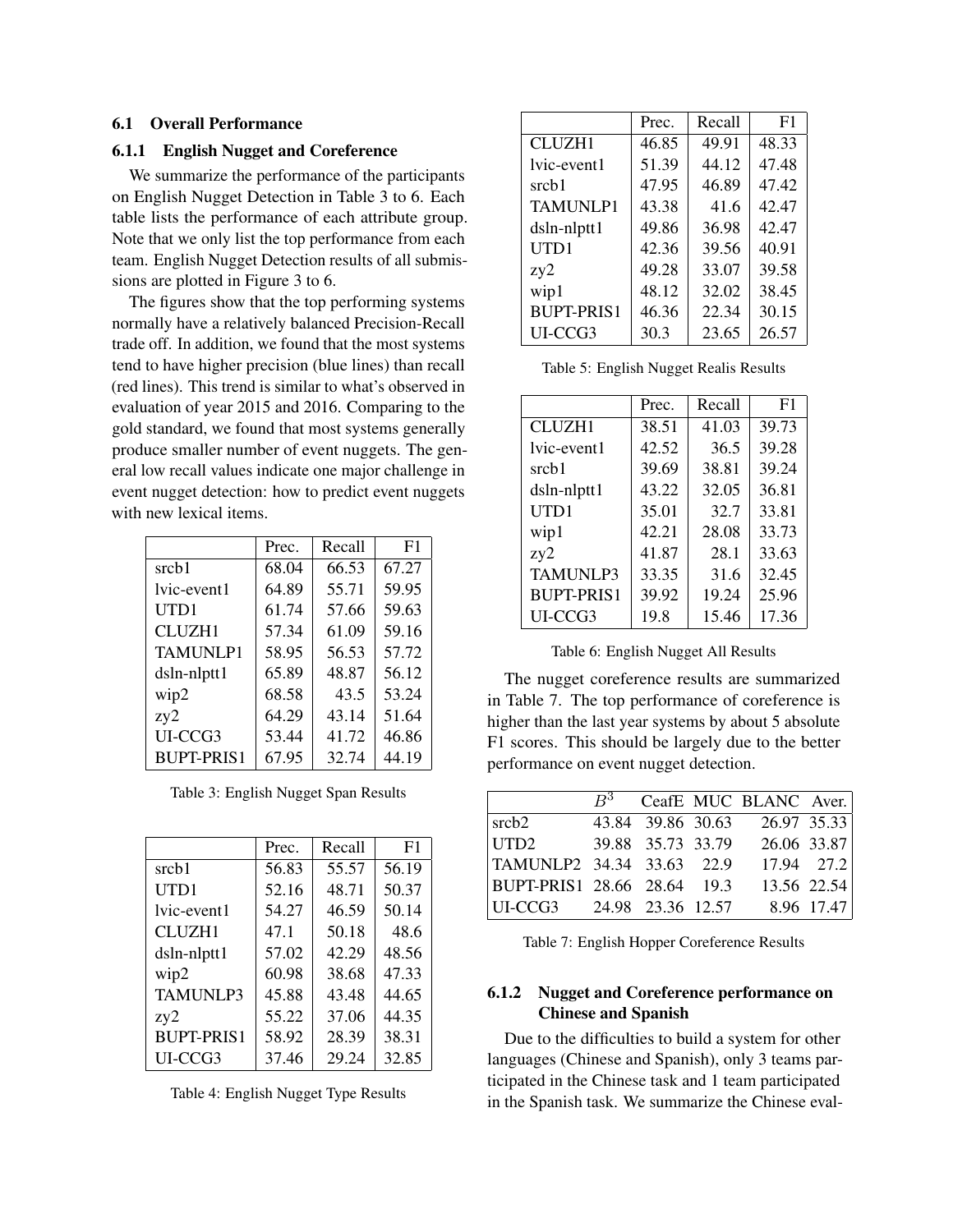### 6.1 Overall Performance

#### 6.1.1 English Nugget and Coreference

We summarize the performance of the participants on English Nugget Detection in Table 3 to 6. Each table lists the performance of each attribute group. Note that we only list the top performance from each team. English Nugget Detection results of all submissions are plotted in Figure 3 to 6.

The figures show that the top performing systems normally have a relatively balanced Precision-Recall trade off. In addition, we found that the most systems tend to have higher precision (blue lines) than recall (red lines). This trend is similar to what's observed in evaluation of year 2015 and 2016. Comparing to the gold standard, we found that most systems generally produce smaller number of event nuggets. The general low recall values indicate one major challenge in event nugget detection: how to predict event nuggets with new lexical items.

| | Prec. | Recall | F1 |
|---|---|---|---|
| srcb1 | 68.04 | 66.53 | 67.27 |
| lvic-event1 | 64.89 | 55.71 | 59.95 |
| UTD1 | 61.74 | 57.66 | 59.63 |
| CLUZH1 | 57.34 | 61.09 | 59.16 |
| TAMUNLP1 | 58.95 | 56.53 | 57.72 |
| dsln-nlptt1 | 65.89 | 48.87 | 56.12 |
| wip2 | 68.58 | 43.5 | 53.24 |
| zy2 | 64.29 | 43.14 | 51.64 |
| UI-CCG3 | 53.44 | 41.72 | 46.86 |
| BUPT-PRIS1 | 67.95 | 32.74 | 44.19 |

Table 3: English Nugget Span Results

| | Prec. | Recall | F1 |
|---|---|---|---|
| srcb1 | 56.83 | 55.57 | 56.19 |
| UTD1 | 52.16 | 48.71 | 50.37 |
| lvic-event1 | 54.27 | 46.59 | 50.14 |
| CLUZH1 | 47.1 | 50.18 | 48.6 |
| dsln-nlptt1 | 57.02 | 42.29 | 48.56 |
| wip2 | 60.98 | 38.68 | 47.33 |
| TAMUNLP3 | 45.88 | 43.48 | 44.65 |
| zy2 | 55.22 | 37.06 | 44.35 |
| BUPT-PRIS1 | 58.92 | 28.39 | 38.31 |
| UI-CCG3 | 37.46 | 29.24 | 32.85 |

Table 4: English Nugget Type Results

| | Prec. | Recall | F1 |
|---|---|---|---|
| CLUZH1 | 46.85 | 49.91 | 48.33 |
| lvic-event1 | 51.39 | 44.12 | 47.48 |
| srcb1 | 47.95 | 46.89 | 47.42 |
| TAMUNLP1 | 43.38 | 41.6 | 42.47 |
| dsln-nlptt1 | 49.86 | 36.98 | 42.47 |
| UTD1 | 42.36 | 39.56 | 40.91 |
| zy2 | 49.28 | 33.07 | 39.58 |
| wip1 | 48.12 | 32.02 | 38.45 |
| BUPT-PRIS1 | 46.36 | 22.34 | 30.15 |
| UI-CCG3 | 30.3 | 23.65 | 26.57 |

Table 5: English Nugget Realis Results

| | Prec. | Recall | F1 |
|---|---|---|---|
| CLUZH1 | 38.51 | 41.03 | 39.73 |
| lvic-event1 | 42.52 | 36.5 | 39.28 |
| srcb1 | 39.69 | 38.81 | 39.24 |
| dsln-nlptt1 | 43.22 | 32.05 | 36.81 |
| UTD1 | 35.01 | 32.7 | 33.81 |
| wip1 | 42.21 | 28.08 | 33.73 |
| zy2 | 41.87 | 28.1 | 33.63 |
| TAMUNLP3 | 33.35 | 31.6 | 32.45 |
| BUPT-PRIS1 | 39.92 | 19.24 | 25.96 |
| UI-CCG3 | 19.8 | 15.46 | 17.36 |

Table 6: English Nugget All Results

The nugget coreference results are summarized in Table 7. The top performance of coreference is higher than the last year systems by about 5 absolute F1 scores. This should be largely due to the better performance on event nugget detection.

| | $B^3$ | CeafE | MUC | BLANC | Aver. |
|---|---|---|---|---|---|
| srcb2 | 43.84 | 39.86 | 30.63 | 26.97 | 35.33 |
| UTD2 | 39.88 | 35.73 | 33.79 | 26.06 | 33.87 |
| TAMUNLP2 | 34.34 | 33.63 | 22.9 | 17.94 | 27.2 |
| BUPT-PRIS1 | 28.66 | 28.64 | 19.3 | 13.56 | 22.54 |
| UI-CCG3 | 24.98 | 23.36 | 12.57 | 8.96 | 17.47 |

Table 7: English Hopper Coreference Results

#### 6.1.2 Nugget and Coreference performance on Chinese and Spanish

Due to the difficulties to build a system for other languages (Chinese and Spanish), only 3 teams participated in the Chinese task and 1 team participated in the Spanish task. We summarize the Chinese eval-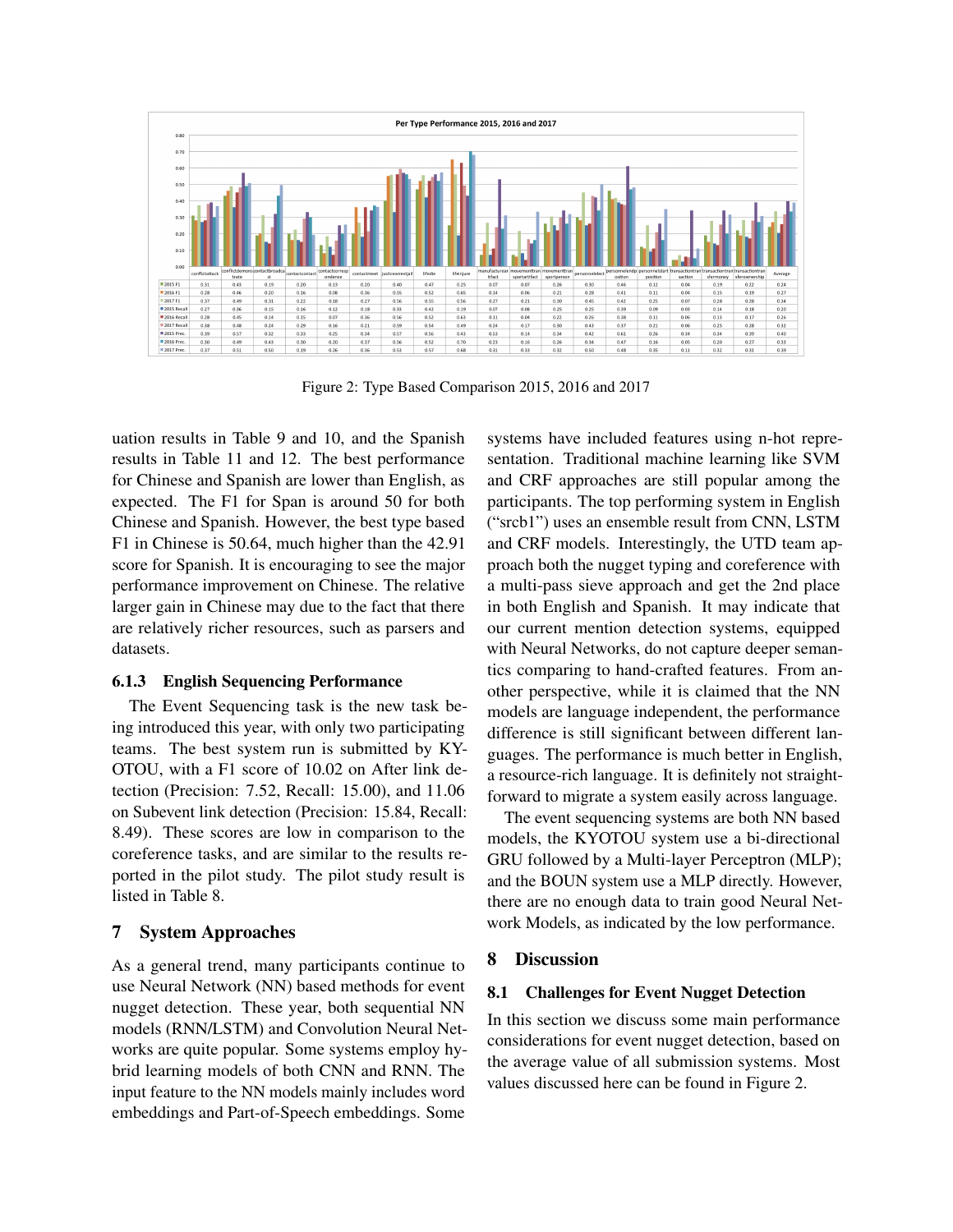**Per Type Performance 2015, 2016 and 2017**

| | conflictattack | conflictdemonstrate | contactbroadcast | contactcontact | contactcorrespondence | contactmeet | justicearrestjail | lifedie | lifeinjure | manufactureartifact | movementtransportartifact | movementtransportperson | personnelelect | personnelendposition | personnelstartposition | transactiontransaction | transactiontransfermoney | transactiontransferownership | Average |
|---|---|---|---|---|---|---|---|---|---|---|---|---|---|---|---|---|---|---|---|
| 2015 F1 | 0.31 | 0.43 | 0.19 | 0.20 | 0.13 | 0.20 | 0.40 | 0.47 | 0.25 | 0.07 | 0.07 | 0.26 | 0.30 | 0.46 | 0.12 | 0.04 | 0.19 | 0.22 | 0.24 |
| 2016 F1 | 0.28 | 0.46 | 0.20 | 0.16 | 0.08 | 0.36 | 0.55 | 0.52 | 0.65 | 0.14 | 0.06 | 0.21 | 0.28 | 0.41 | 0.11 | 0.04 | 0.15 | 0.19 | 0.27 |
| 2017 F1 | 0.37 | 0.49 | 0.31 | 0.22 | 0.18 | 0.27 | 0.56 | 0.55 | 0.56 | 0.27 | 0.21 | 0.30 | 0.45 | 0.42 | 0.25 | 0.07 | 0.28 | 0.28 | 0.34 |
| 2015 Recall | 0.27 | 0.36 | 0.15 | 0.16 | 0.12 | 0.18 | 0.33 | 0.42 | 0.19 | 0.07 | 0.08 | 0.25 | 0.25 | 0.39 | 0.09 | 0.03 | 0.14 | 0.18 | 0.20 |
| 2016 Recall | 0.28 | 0.45 | 0.14 | 0.15 | 0.07 | 0.36 | 0.56 | 0.52 | 0.63 | 0.11 | 0.04 | 0.22 | 0.26 | 0.38 | 0.11 | 0.06 | 0.13 | 0.17 | 0.26 |
| 2017 Recall | 0.38 | 0.48 | 0.24 | 0.29 | 0.16 | 0.21 | 0.59 | 0.54 | 0.49 | 0.24 | 0.17 | 0.30 | 0.43 | 0.37 | 0.21 | 0.06 | 0.25 | 0.28 | 0.32 |
| 2015 Prec. | 0.39 | 0.57 | 0.32 | 0.33 | 0.25 | 0.34 | 0.57 | 0.56 | 0.43 | 0.53 | 0.14 | 0.34 | 0.42 | 0.61 | 0.26 | 0.34 | 0.34 | 0.39 | 0.40 |
| 2016 Prec. | 0.30 | 0.49 | 0.43 | 0.30 | 0.20 | 0.37 | 0.56 | 0.52 | 0.70 | 0.23 | 0.16 | 0.26 | 0.34 | 0.47 | 0.16 | 0.05 | 0.20 | 0.27 | 0.33 |
| 2017 Prec. | 0.37 | 0.51 | 0.50 | 0.19 | 0.26 | 0.36 | 0.53 | 0.57 | 0.68 | 0.31 | 0.33 | 0.32 | 0.50 | 0.48 | 0.35 | 0.11 | 0.32 | 0.31 | 0.39 |

Figure 2: Type Based Comparison 2015, 2016 and 2017

uation results in Table 9 and 10, and the Spanish results in Table 11 and 12. The best performance for Chinese and Spanish are lower than English, as expected. The F1 for Span is around 50 for both Chinese and Spanish. However, the best type based F1 in Chinese is 50.64, much higher than the 42.91 score for Spanish. It is encouraging to see the major performance improvement on Chinese. The relative larger gain in Chinese may due to the fact that there are relatively richer resources, such as parsers and datasets.

### 6.1.3 English Sequencing Performance

The Event Sequencing task is the new task being introduced this year, with only two participating teams. The best system run is submitted by KYOTOU, with a F1 score of 10.02 on After link detection (Precision: 7.52, Recall: 15.00), and 11.06 on Subevent link detection (Precision: 15.84, Recall: 8.49). These scores are low in comparison to the coreference tasks, and are similar to the results reported in the pilot study. The pilot study result is listed in Table 8.

## 7 System Approaches

As a general trend, many participants continue to use Neural Network (NN) based methods for event nugget detection. These year, both sequential NN models (RNN/LSTM) and Convolution Neural Networks are quite popular. Some systems employ hybrid learning models of both CNN and RNN. The input feature to the NN models mainly includes word embeddings and Part-of-Speech embeddings. Some systems have included features using n-hot representation. Traditional machine learning like SVM and CRF approaches are still popular among the participants. The top performing system in English ("srcb1") uses an ensemble result from CNN, LSTM and CRF models. Interestingly, the UTD team approach both the nugget typing and coreference with a multi-pass sieve approach and get the 2nd place in both English and Spanish. It may indicate that our current mention detection systems, equipped with Neural Networks, do not capture deeper semantics comparing to hand-crafted features. From another perspective, while it is claimed that the NN models are language independent, the performance difference is still significant between different languages. The performance is much better in English, a resource-rich language. It is definitely not straightforward to migrate a system easily across language.

The event sequencing systems are both NN based models, the KYOTOU system use a bi-directional GRU followed by a Multi-layer Perceptron (MLP); and the BOUN system use a MLP directly. However, there are no enough data to train good Neural Network Models, as indicated by the low performance.

## 8 Discussion

### 8.1 Challenges for Event Nugget Detection

In this section we discuss some main performance considerations for event nugget detection, based on the average value of all submission systems. Most values discussed here can be found in Figure 2.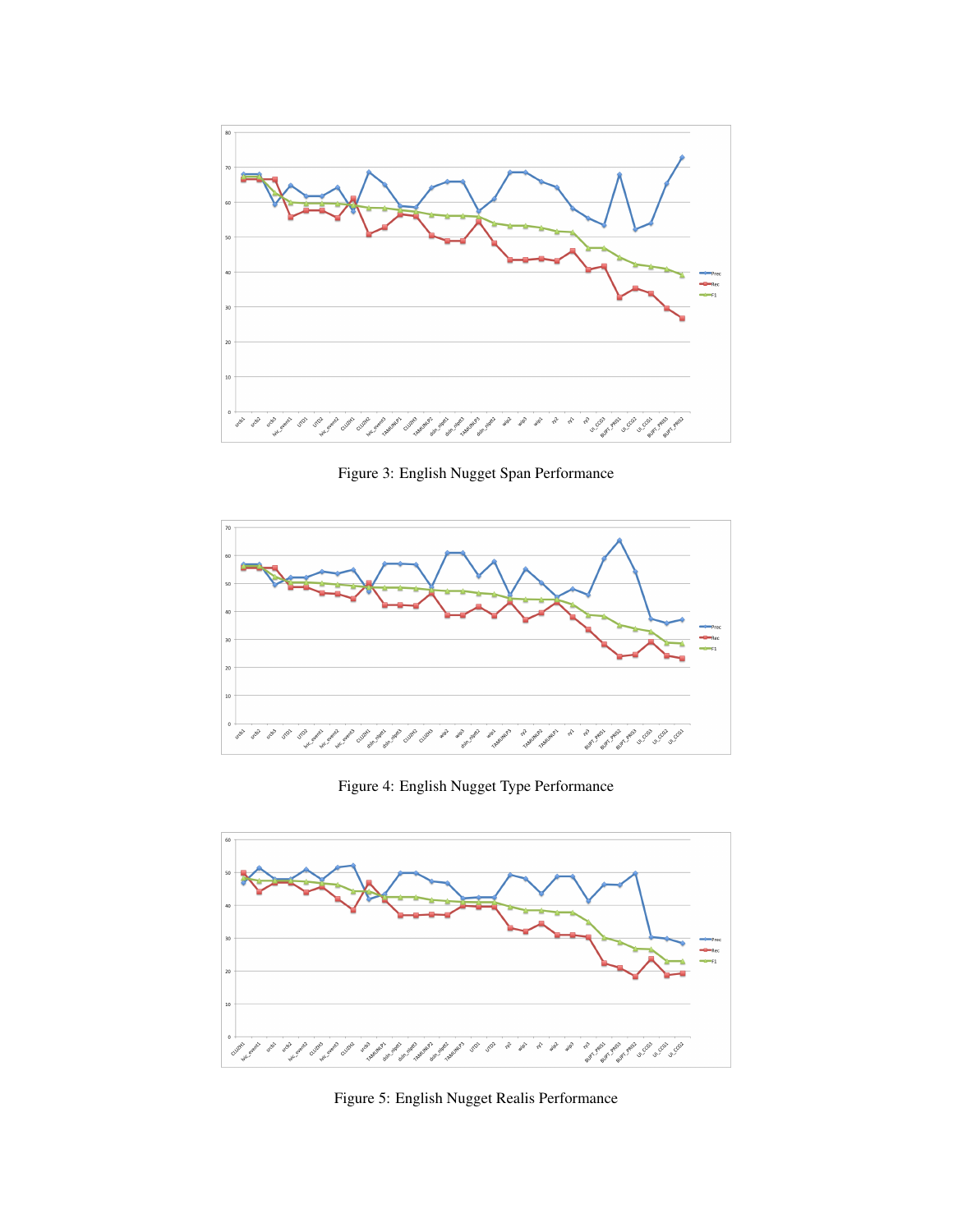Figure 3: English Nugget Span Performance

Figure 4: English Nugget Type Performance

Figure 5: English Nugget Realis Performance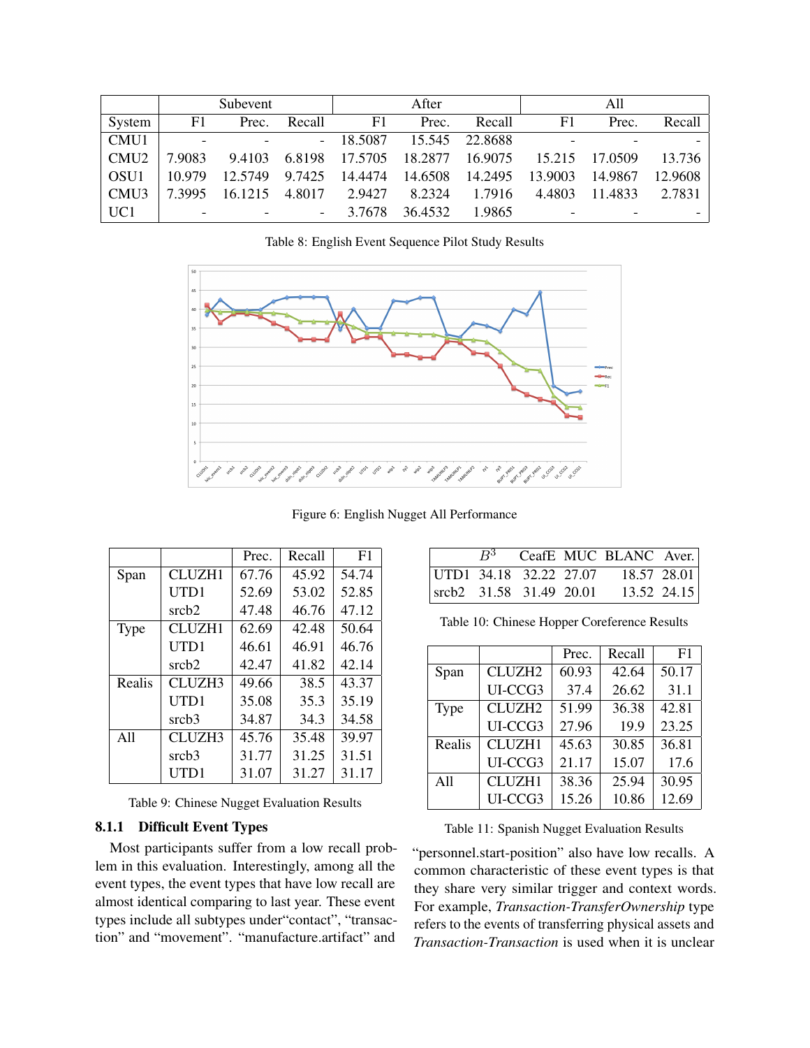| | Subevent | | | After | | | All | | |
|---|---|---|---|---|---|---|---|---|---|
| System | F1 | Prec. | Recall | F1 | Prec. | Recall | F1 | Prec. | Recall |
| CMU1 | - | - | - | 18.5087 | 15.545 | 22.8688 | - | - | - |
| CMU2 | 7.9083 | 9.4103 | 6.8198 | 17.5705 | 18.2877 | 16.9075 | 15.215 | 17.0509 | 13.736 |
| OSU1 | 10.979 | 12.5749 | 9.7425 | 14.4474 | 14.6508 | 14.2495 | 13.9003 | 14.9867 | 12.9608 |
| CMU3 | 7.3995 | 16.1215 | 4.8017 | 2.9427 | 8.2324 | 1.7916 | 4.4803 | 11.4833 | 2.7831 |
| UC1 | - | - | - | 3.7678 | 36.4532 | 1.9865 | - | - | - |

Table 8: English Event Sequence Pilot Study Results

Figure 6: English Nugget All Performance

| | | Prec. | Recall | F1 |
|---|---|---|---|---|
| Span | CLUZH1 | 67.76 | 45.92 | 54.74 |
| | UTD1 | 52.69 | 53.02 | 52.85 |
| | srcb2 | 47.48 | 46.76 | 47.12 |
| Type | CLUZH1 | 62.69 | 42.48 | 50.64 |
| | UTD1 | 46.61 | 46.91 | 46.76 |
| | srcb2 | 42.47 | 41.82 | 42.14 |
| Realis | CLUZH3 | 49.66 | 38.5 | 43.37 |
| | UTD1 | 35.08 | 35.3 | 35.19 |
| | srcb3 | 34.87 | 34.3 | 34.58 |
| All | CLUZH3 | 45.76 | 35.48 | 39.97 |
| | srcb3 | 31.77 | 31.25 | 31.51 |
| | UTD1 | 31.07 | 31.27 | 31.17 |

Table 9: Chinese Nugget Evaluation Results

| | $B^3$ | CeafE | MUC | BLANC | Aver. |
|---|---|---|---|---|---|
| UTD1 | 34.18 | 32.22 | 27.07 | 18.57 | 28.01 |
| srcb2 | 31.58 | 31.49 | 20.01 | 13.52 | 24.15 |

Table 10: Chinese Hopper Coreference Results

| | | Prec. | Recall | F1 |
|---|---|---|---|---|
| Span | CLUZH2 | 60.93 | 42.64 | 50.17 |
| | UI-CCG3 | 37.4 | 26.62 | 31.1 |
| Type | CLUZH2 | 51.99 | 36.38 | 42.81 |
| | UI-CCG3 | 27.96 | 19.9 | 23.25 |
| Realis | CLUZH1 | 45.63 | 30.85 | 36.81 |
| | UI-CCG3 | 21.17 | 15.07 | 17.6 |
| All | CLUZH1 | 38.36 | 25.94 | 30.95 |
| | UI-CCG3 | 15.26 | 10.86 | 12.69 |

Table 11: Spanish Nugget Evaluation Results

### 8.1.1 Difficult Event Types

Most participants suffer from a low recall problem in this evaluation. Interestingly, among all the event types, the event types that have low recall are almost identical comparing to last year. These event types include all subtypes under"contact", "transaction" and "movement". "manufacture.artifact" and "personnel.start-position" also have low recalls. A common characteristic of these event types is that they share very similar trigger and context words. For example, *Transaction-TransferOwnership* type refers to the events of transferring physical assets and *Transaction-Transaction* is used when it is unclear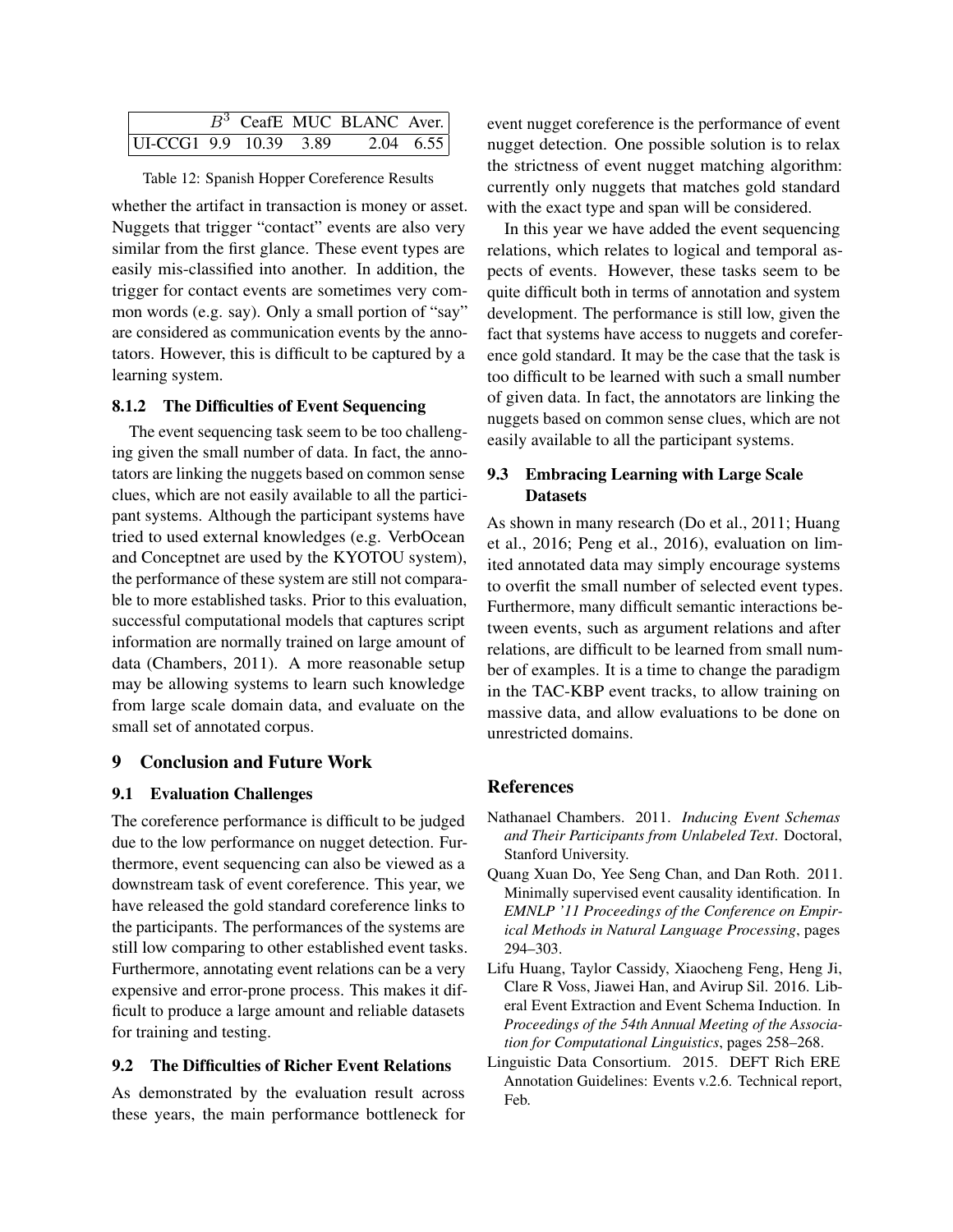| | $B^3$ | CeafE | MUC | BLANC | Aver. |
|---|---|---|---|---|---|
| UI-CCG1 | 9.9 | 10.39 | 3.89 | 2.04 | 6.55 |

Table 12: Spanish Hopper Coreference Results

whether the artifact in transaction is money or asset. Nuggets that trigger "contact" events are also very similar from the first glance. These event types are easily mis-classified into another. In addition, the trigger for contact events are sometimes very common words (e.g. say). Only a small portion of "say" are considered as communication events by the annotators. However, this is difficult to be captured by a learning system.

#### 8.1.2 The Difficulties of Event Sequencing

The event sequencing task seem to be too challenging given the small number of data. In fact, the annotators are linking the nuggets based on common sense clues, which are not easily available to all the participant systems. Although the participant systems have tried to used external knowledges (e.g. VerbOcean and Conceptnet are used by the KYOTOU system), the performance of these system are still not comparable to more established tasks. Prior to this evaluation, successful computational models that captures script information are normally trained on large amount of data (Chambers, 2011). A more reasonable setup may be allowing systems to learn such knowledge from large scale domain data, and evaluate on the small set of annotated corpus.

## 9 Conclusion and Future Work

### 9.1 Evaluation Challenges

The coreference performance is difficult to be judged due to the low performance on nugget detection. Furthermore, event sequencing can also be viewed as a downstream task of event coreference. This year, we have released the gold standard coreference links to the participants. The performances of the systems are still low comparing to other established event tasks. Furthermore, annotating event relations can be a very expensive and error-prone process. This makes it difficult to produce a large amount and reliable datasets for training and testing.

### 9.2 The Difficulties of Richer Event Relations

As demonstrated by the evaluation result across these years, the main performance bottleneck for event nugget coreference is the performance of event nugget detection. One possible solution is to relax the strictness of event nugget matching algorithm: currently only nuggets that matches gold standard with the exact type and span will be considered.

In this year we have added the event sequencing relations, which relates to logical and temporal aspects of events. However, these tasks seem to be quite difficult both in terms of annotation and system development. The performance is still low, given the fact that systems have access to nuggets and coreference gold standard. It may be the case that the task is too difficult to be learned with such a small number of given data. In fact, the annotators are linking the nuggets based on common sense clues, which are not easily available to all the participant systems.

### 9.3 Embracing Learning with Large Scale Datasets

As shown in many research (Do et al., 2011; Huang et al., 2016; Peng et al., 2016), evaluation on limited annotated data may simply encourage systems to overfit the small number of selected event types. Furthermore, many difficult semantic interactions between events, such as argument relations and after relations, are difficult to be learned from small number of examples. It is a time to change the paradigm in the TAC-KBP event tracks, to allow training on massive data, and allow evaluations to be done on unrestricted domains.

## References

Nathanael Chambers. 2011. *Inducing Event Schemas and Their Participants from Unlabeled Text*. Doctoral, Stanford University.

Quang Xuan Do, Yee Seng Chan, and Dan Roth. 2011. Minimally supervised event causality identification. In *EMNLP '11 Proceedings of the Conference on Empirical Methods in Natural Language Processing*, pages 294–303.

Lifu Huang, Taylor Cassidy, Xiaocheng Feng, Heng Ji, Clare R Voss, Jiawei Han, and Avirup Sil. 2016. Liberal Event Extraction and Event Schema Induction. In *Proceedings of the 54th Annual Meeting of the Association for Computational Linguistics*, pages 258–268.

Linguistic Data Consortium. 2015. DEFT Rich ERE Annotation Guidelines: Events v.2.6. Technical report, Feb.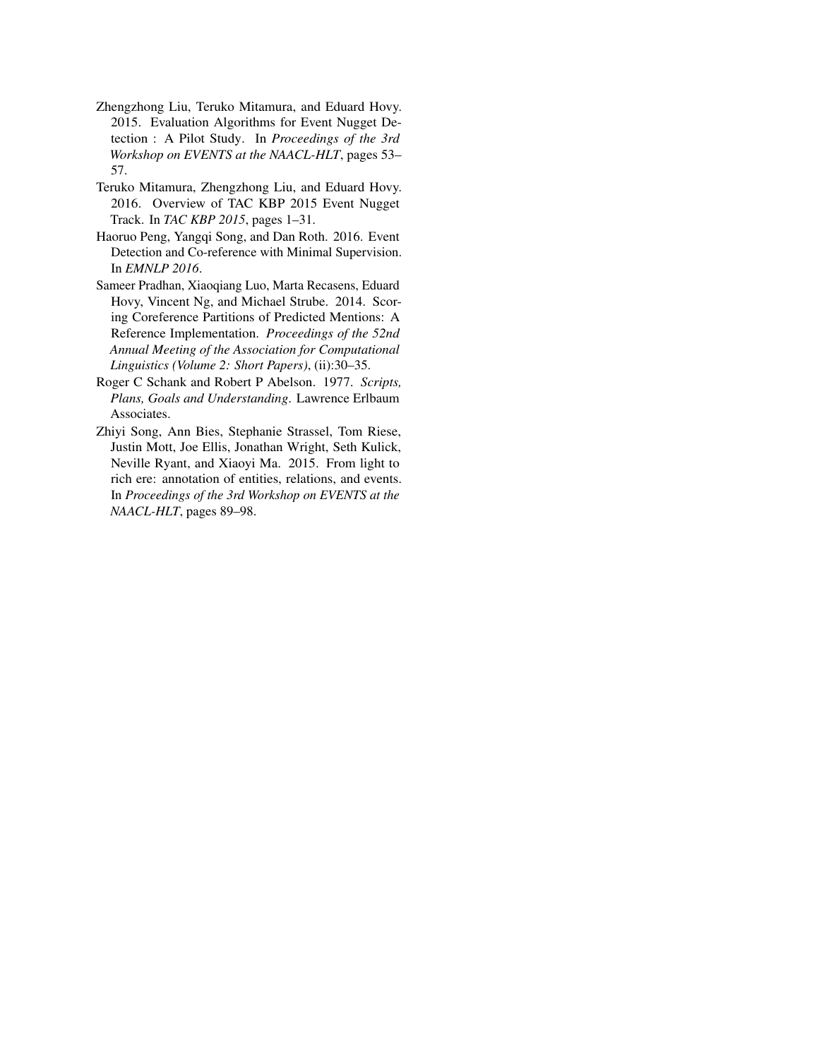Zhengzhong Liu, Teruko Mitamura, and Eduard Hovy. 2015. Evaluation Algorithms for Event Nugget Detection : A Pilot Study. In *Proceedings of the 3rd Workshop on EVENTS at the NAACL-HLT*, pages 53–57.

Teruko Mitamura, Zhengzhong Liu, and Eduard Hovy. 2016. Overview of TAC KBP 2015 Event Nugget Track. In *TAC KBP 2015*, pages 1–31.

Haoruo Peng, Yangqi Song, and Dan Roth. 2016. Event Detection and Co-reference with Minimal Supervision. In *EMNLP 2016*.

Sameer Pradhan, Xiaoqiang Luo, Marta Recasens, Eduard Hovy, Vincent Ng, and Michael Strube. 2014. Scoring Coreference Partitions of Predicted Mentions: A Reference Implementation. *Proceedings of the 52nd Annual Meeting of the Association for Computational Linguistics (Volume 2: Short Papers)*, (ii):30–35.

Roger C Schank and Robert P Abelson. 1977. *Scripts, Plans, Goals and Understanding*. Lawrence Erlbaum Associates.

Zhiyi Song, Ann Bies, Stephanie Strassel, Tom Riese, Justin Mott, Joe Ellis, Jonathan Wright, Seth Kulick, Neville Ryant, and Xiaoyi Ma. 2015. From light to rich ere: annotation of entities, relations, and events. In *Proceedings of the 3rd Workshop on EVENTS at the NAACL-HLT*, pages 89–98.